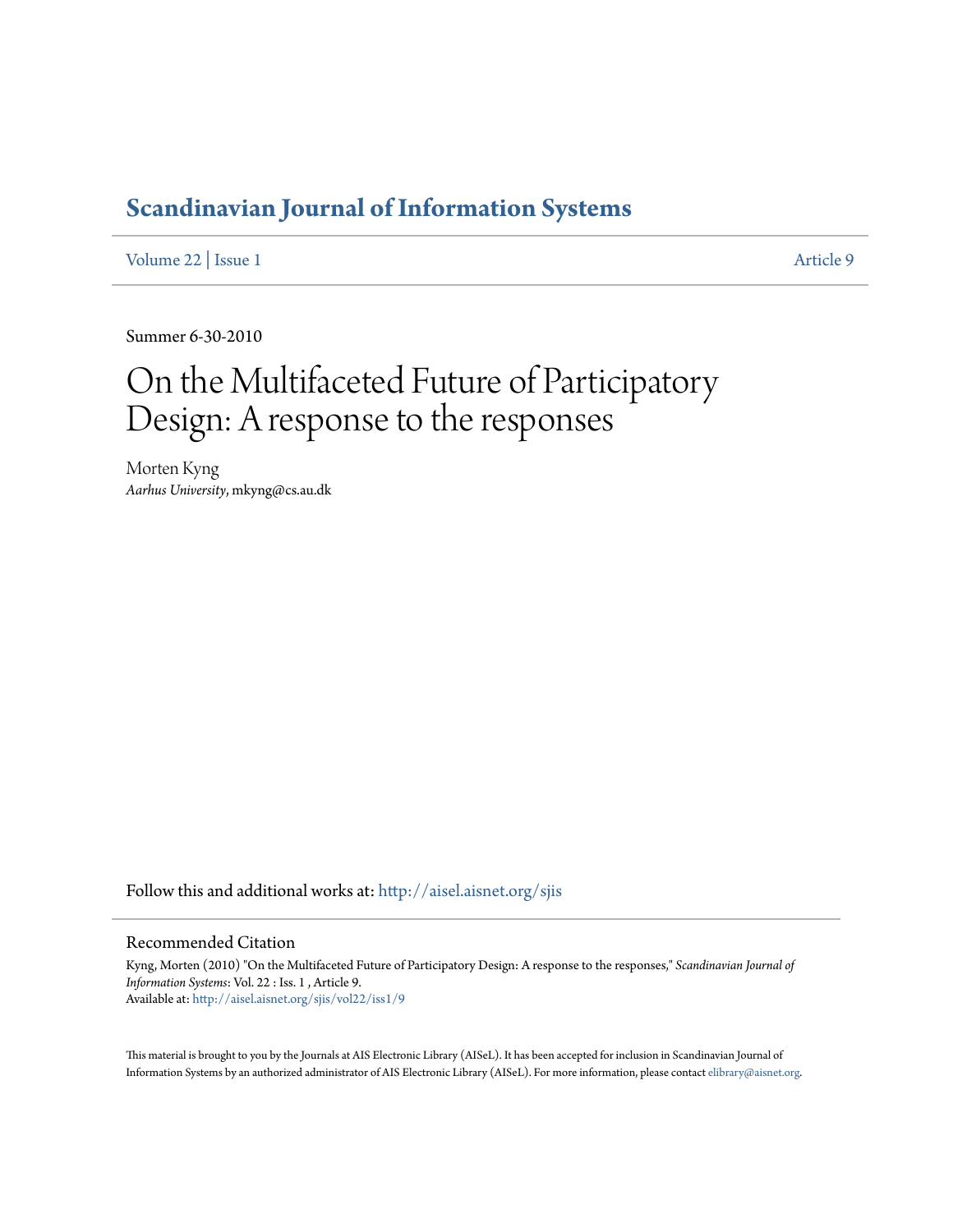# Scandinavian Journal of Information Systems

Volume 22 | Issue 1 Article 9

Summer 6-30-2010

# On the Multifaceted Future of Participatory Design: A response to the responses

Morten Kyng
*Aarhus University*, mkyng@cs.au.dk

Follow this and additional works at: http://aisel.aisnet.org/sjis

## Recommended Citation

Kyng, Morten (2010) "On the Multifaceted Future of Participatory Design: A response to the responses," *Scandinavian Journal of Information Systems*: Vol. 22 : Iss. 1 , Article 9.
Available at: http://aisel.aisnet.org/sjis/vol22/iss1/9

This material is brought to you by the Journals at AIS Electronic Library (AISeL). It has been accepted for inclusion in Scandinavian Journal of Information Systems by an authorized administrator of AIS Electronic Library (AISeL). For more information, please contact elibrary@aisnet.org.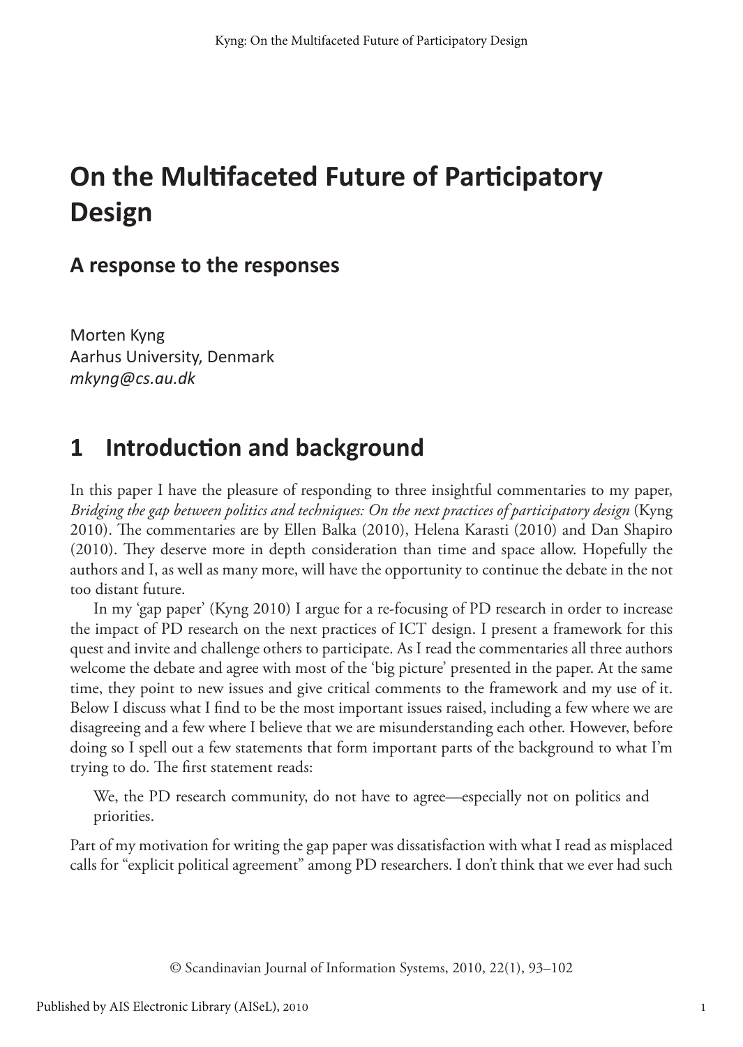# On the Multifaceted Future of Participatory Design

## A response to the responses

Morten Kyng
Aarhus University, Denmark
*mkyng@cs.au.dk*

## 1 Introduction and background

In this paper I have the pleasure of responding to three insightful commentaries to my paper, *Bridging the gap between politics and techniques: On the next practices of participatory design* (Kyng 2010). The commentaries are by Ellen Balka (2010), Helena Karasti (2010) and Dan Shapiro (2010). They deserve more in depth consideration than time and space allow. Hopefully the authors and I, as well as many more, will have the opportunity to continue the debate in the not too distant future.

In my 'gap paper' (Kyng 2010) I argue for a re-focusing of PD research in order to increase the impact of PD research on the next practices of ICT design. I present a framework for this quest and invite and challenge others to participate. As I read the commentaries all three authors welcome the debate and agree with most of the 'big picture' presented in the paper. At the same time, they point to new issues and give critical comments to the framework and my use of it. Below I discuss what I find to be the most important issues raised, including a few where we are disagreeing and a few where I believe that we are misunderstanding each other. However, before doing so I spell out a few statements that form important parts of the background to what I'm trying to do. The first statement reads:

> We, the PD research community, do not have to agree—especially not on politics and priorities.

Part of my motivation for writing the gap paper was dissatisfaction with what I read as misplaced calls for "explicit political agreement" among PD researchers. I don't think that we ever had such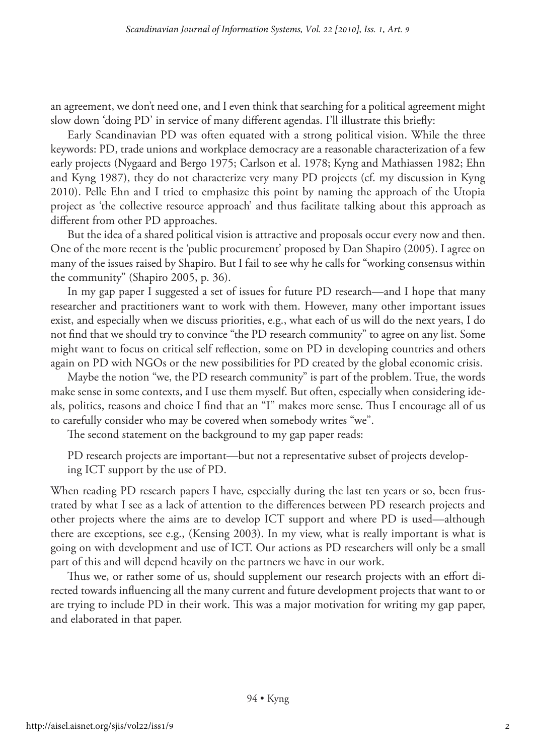an agreement, we don't need one, and I even think that searching for a political agreement might slow down 'doing PD' in service of many different agendas. I'll illustrate this briefly:

Early Scandinavian PD was often equated with a strong political vision. While the three keywords: PD, trade unions and workplace democracy are a reasonable characterization of a few early projects (Nygaard and Bergo 1975; Carlson et al. 1978; Kyng and Mathiassen 1982; Ehn and Kyng 1987), they do not characterize very many PD projects (cf. my discussion in Kyng 2010). Pelle Ehn and I tried to emphasize this point by naming the approach of the Utopia project as 'the collective resource approach' and thus facilitate talking about this approach as different from other PD approaches.

But the idea of a shared political vision is attractive and proposals occur every now and then. One of the more recent is the 'public procurement' proposed by Dan Shapiro (2005). I agree on many of the issues raised by Shapiro. But I fail to see why he calls for "working consensus within the community" (Shapiro 2005, p. 36).

In my gap paper I suggested a set of issues for future PD research—and I hope that many researcher and practitioners want to work with them. However, many other important issues exist, and especially when we discuss priorities, e.g., what each of us will do the next years, I do not find that we should try to convince "the PD research community" to agree on any list. Some might want to focus on critical self reflection, some on PD in developing countries and others again on PD with NGOs or the new possibilities for PD created by the global economic crisis.

Maybe the notion "we, the PD research community" is part of the problem. True, the words make sense in some contexts, and I use them myself. But often, especially when considering ideals, politics, reasons and choice I find that an "I" makes more sense. Thus I encourage all of us to carefully consider who may be covered when somebody writes "we".

The second statement on the background to my gap paper reads:

> PD research projects are important—but not a representative subset of projects developing ICT support by the use of PD.

When reading PD research papers I have, especially during the last ten years or so, been frustrated by what I see as a lack of attention to the differences between PD research projects and other projects where the aims are to develop ICT support and where PD is used—although there are exceptions, see e.g., (Kensing 2003). In my view, what is really important is what is going on with development and use of ICT. Our actions as PD researchers will only be a small part of this and will depend heavily on the partners we have in our work.

Thus we, or rather some of us, should supplement our research projects with an effort directed towards influencing all the many current and future development projects that want to or are trying to include PD in their work. This was a major motivation for writing my gap paper, and elaborated in that paper.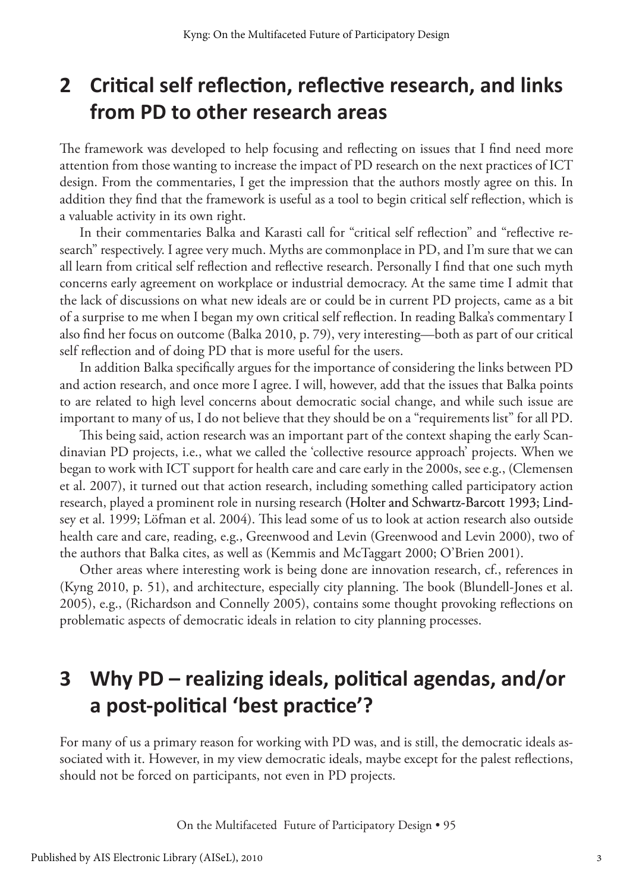## 2 Critical self reflection, reflective research, and links from PD to other research areas

The framework was developed to help focusing and reflecting on issues that I find need more attention from those wanting to increase the impact of PD research on the next practices of ICT design. From the commentaries, I get the impression that the authors mostly agree on this. In addition they find that the framework is useful as a tool to begin critical self reflection, which is a valuable activity in its own right.

In their commentaries Balka and Karasti call for "critical self reflection" and "reflective research" respectively. I agree very much. Myths are commonplace in PD, and I'm sure that we can all learn from critical self reflection and reflective research. Personally I find that one such myth concerns early agreement on workplace or industrial democracy. At the same time I admit that the lack of discussions on what new ideals are or could be in current PD projects, came as a bit of a surprise to me when I began my own critical self reflection. In reading Balka's commentary I also find her focus on outcome (Balka 2010, p. 79), very interesting—both as part of our critical self reflection and of doing PD that is more useful for the users.

In addition Balka specifically argues for the importance of considering the links between PD and action research, and once more I agree. I will, however, add that the issues that Balka points to are related to high level concerns about democratic social change, and while such issue are important to many of us, I do not believe that they should be on a "requirements list" for all PD.

This being said, action research was an important part of the context shaping the early Scandinavian PD projects, i.e., what we called the 'collective resource approach' projects. When we began to work with ICT support for health care and care early in the 2000s, see e.g., (Clemensen et al. 2007), it turned out that action research, including something called participatory action research, played a prominent role in nursing research (Holter and Schwartz-Barcott 1993; Lindsey et al. 1999; Löfman et al. 2004). This lead some of us to look at action research also outside health care and care, reading, e.g., Greenwood and Levin (Greenwood and Levin 2000), two of the authors that Balka cites, as well as (Kemmis and McTaggart 2000; O'Brien 2001).

Other areas where interesting work is being done are innovation research, cf., references in (Kyng 2010, p. 51), and architecture, especially city planning. The book (Blundell-Jones et al. 2005), e.g., (Richardson and Connelly 2005), contains some thought provoking reflections on problematic aspects of democratic ideals in relation to city planning processes.

## 3 Why PD – realizing ideals, political agendas, and/or a post-political 'best practice'?

For many of us a primary reason for working with PD was, and is still, the democratic ideals associated with it. However, in my view democratic ideals, maybe except for the palest reflections, should not be forced on participants, not even in PD projects.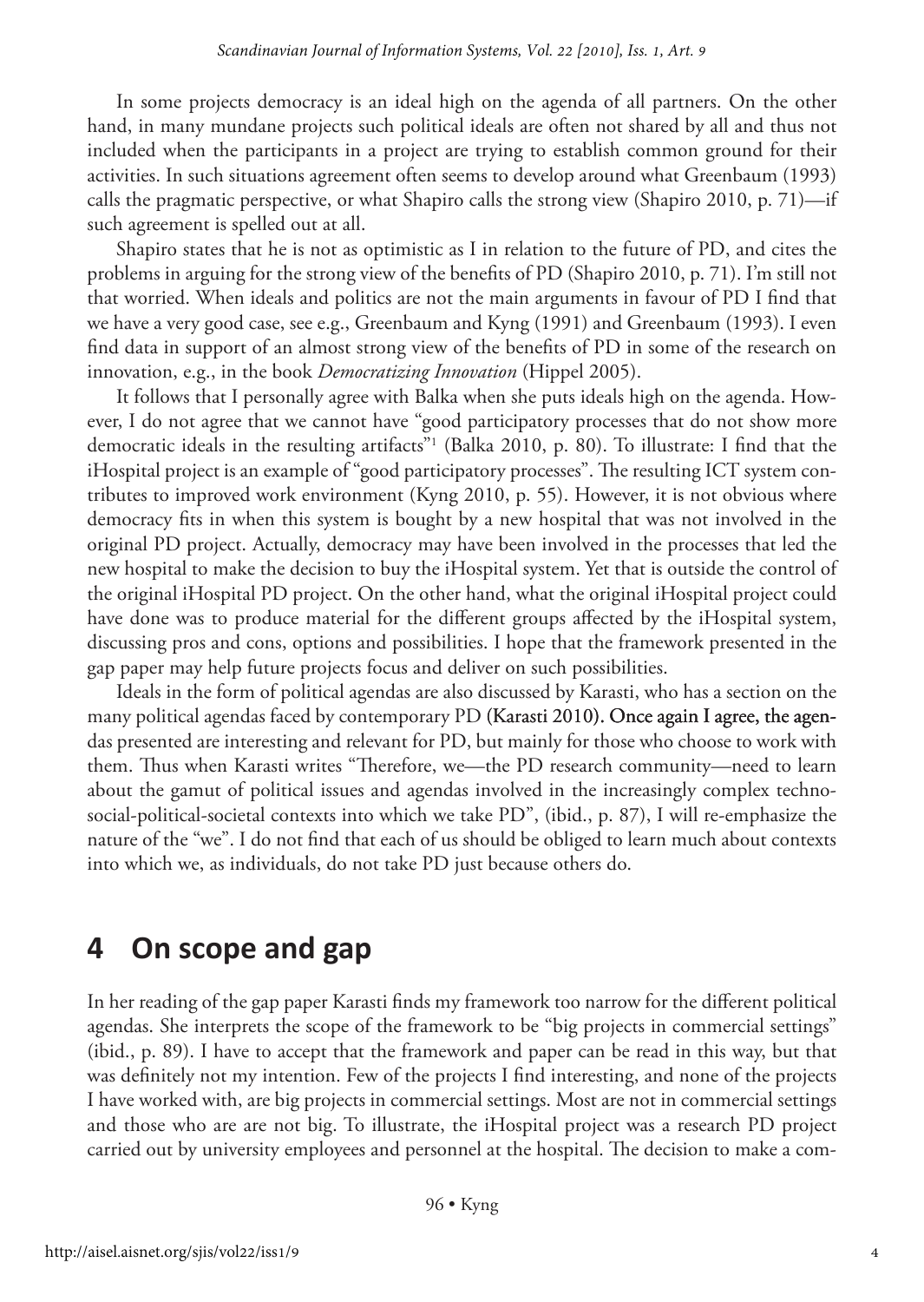In some projects democracy is an ideal high on the agenda of all partners. On the other hand, in many mundane projects such political ideals are often not shared by all and thus not included when the participants in a project are trying to establish common ground for their activities. In such situations agreement often seems to develop around what Greenbaum (1993) calls the pragmatic perspective, or what Shapiro calls the strong view (Shapiro 2010, p. 71)—if such agreement is spelled out at all.

Shapiro states that he is not as optimistic as I in relation to the future of PD, and cites the problems in arguing for the strong view of the benefits of PD (Shapiro 2010, p. 71). I'm still not that worried. When ideals and politics are not the main arguments in favour of PD I find that we have a very good case, see e.g., Greenbaum and Kyng (1991) and Greenbaum (1993). I even find data in support of an almost strong view of the benefits of PD in some of the research on innovation, e.g., in the book *Democratizing Innovation* (Hippel 2005).

It follows that I personally agree with Balka when she puts ideals high on the agenda. However, I do not agree that we cannot have "good participatory processes that do not show more democratic ideals in the resulting artifacts"[1] (Balka 2010, p. 80). To illustrate: I find that the iHospital project is an example of "good participatory processes". The resulting ICT system contributes to improved work environment (Kyng 2010, p. 55). However, it is not obvious where democracy fits in when this system is bought by a new hospital that was not involved in the original PD project. Actually, democracy may have been involved in the processes that led the new hospital to make the decision to buy the iHospital system. Yet that is outside the control of the original iHospital PD project. On the other hand, what the original iHospital project could have done was to produce material for the different groups affected by the iHospital system, discussing pros and cons, options and possibilities. I hope that the framework presented in the gap paper may help future projects focus and deliver on such possibilities.

Ideals in the form of political agendas are also discussed by Karasti, who has a section on the many political agendas faced by contemporary PD (Karasti 2010). Once again I agree, the agendas presented are interesting and relevant for PD, but mainly for those who choose to work with them. Thus when Karasti writes "Therefore, we—the PD research community—need to learn about the gamut of political issues and agendas involved in the increasingly complex technosocial-political-societal contexts into which we take PD", (ibid., p. 87), I will re-emphasize the nature of the "we". I do not find that each of us should be obliged to learn much about contexts into which we, as individuals, do not take PD just because others do.

## 4 On scope and gap

In her reading of the gap paper Karasti finds my framework too narrow for the different political agendas. She interprets the scope of the framework to be "big projects in commercial settings" (ibid., p. 89). I have to accept that the framework and paper can be read in this way, but that was definitely not my intention. Few of the projects I find interesting, and none of the projects I have worked with, are big projects in commercial settings. Most are not in commercial settings and those who are are not big. To illustrate, the iHospital project was a research PD project carried out by university employees and personnel at the hospital. The decision to make a com-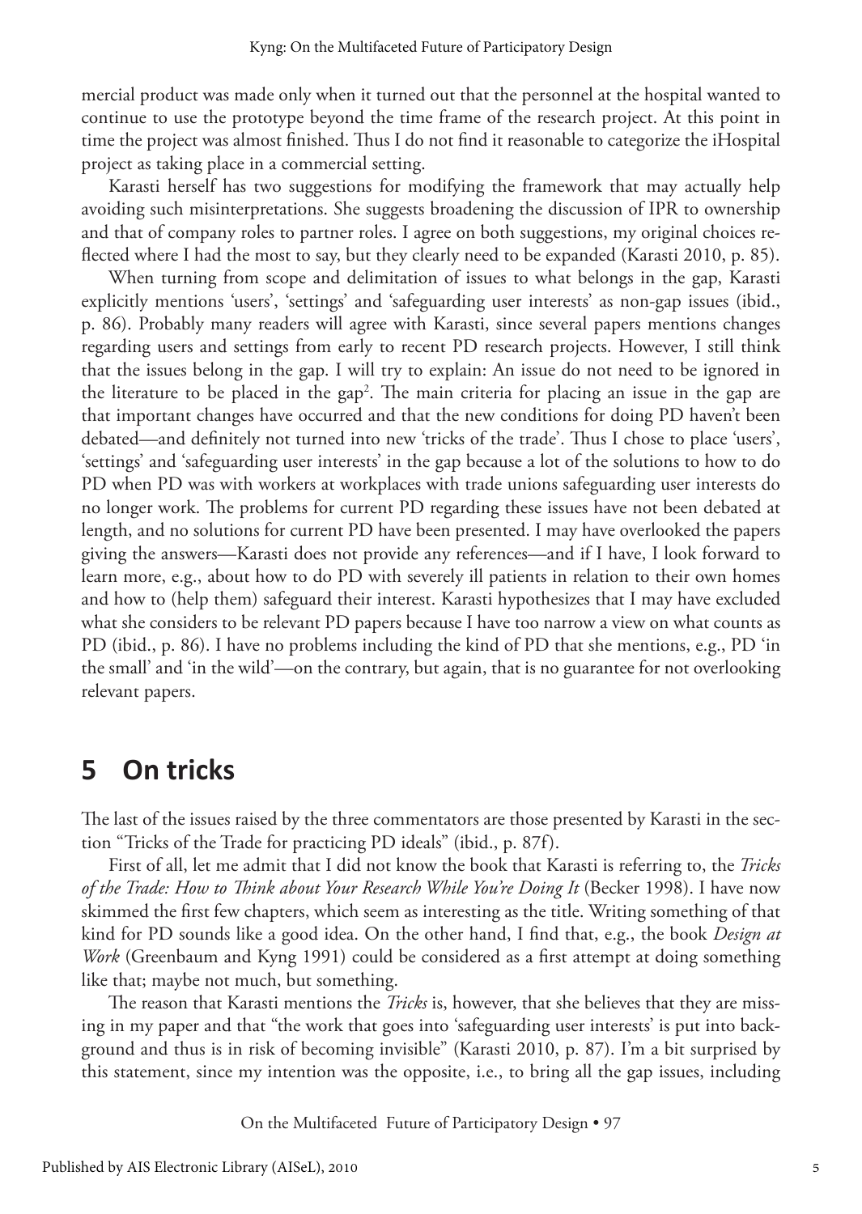mercial product was made only when it turned out that the personnel at the hospital wanted to continue to use the prototype beyond the time frame of the research project. At this point in time the project was almost finished. Thus I do not find it reasonable to categorize the iHospital project as taking place in a commercial setting.

Karasti herself has two suggestions for modifying the framework that may actually help avoiding such misinterpretations. She suggests broadening the discussion of IPR to ownership and that of company roles to partner roles. I agree on both suggestions, my original choices reflected where I had the most to say, but they clearly need to be expanded (Karasti 2010, p. 85).

When turning from scope and delimitation of issues to what belongs in the gap, Karasti explicitly mentions 'users', 'settings' and 'safeguarding user interests' as non-gap issues (ibid., p. 86). Probably many readers will agree with Karasti, since several papers mentions changes regarding users and settings from early to recent PD research projects. However, I still think that the issues belong in the gap. I will try to explain: An issue do not need to be ignored in the literature to be placed in the gap[2]. The main criteria for placing an issue in the gap are that important changes have occurred and that the new conditions for doing PD haven't been debated—and definitely not turned into new 'tricks of the trade'. Thus I chose to place 'users', 'settings' and 'safeguarding user interests' in the gap because a lot of the solutions to how to do PD when PD was with workers at workplaces with trade unions safeguarding user interests do no longer work. The problems for current PD regarding these issues have not been debated at length, and no solutions for current PD have been presented. I may have overlooked the papers giving the answers—Karasti does not provide any references—and if I have, I look forward to learn more, e.g., about how to do PD with severely ill patients in relation to their own homes and how to (help them) safeguard their interest. Karasti hypothesizes that I may have excluded what she considers to be relevant PD papers because I have too narrow a view on what counts as PD (ibid., p. 86). I have no problems including the kind of PD that she mentions, e.g., PD 'in the small' and 'in the wild'—on the contrary, but again, that is no guarantee for not overlooking relevant papers.

## 5 On tricks

The last of the issues raised by the three commentators are those presented by Karasti in the section "Tricks of the Trade for practicing PD ideals" (ibid., p. 87f).

First of all, let me admit that I did not know the book that Karasti is referring to, the *Tricks of the Trade: How to Think about Your Research While You're Doing It* (Becker 1998). I have now skimmed the first few chapters, which seem as interesting as the title. Writing something of that kind for PD sounds like a good idea. On the other hand, I find that, e.g., the book *Design at Work* (Greenbaum and Kyng 1991) could be considered as a first attempt at doing something like that; maybe not much, but something.

The reason that Karasti mentions the *Tricks* is, however, that she believes that they are missing in my paper and that "the work that goes into 'safeguarding user interests' is put into background and thus is in risk of becoming invisible" (Karasti 2010, p. 87). I'm a bit surprised by this statement, since my intention was the opposite, i.e., to bring all the gap issues, including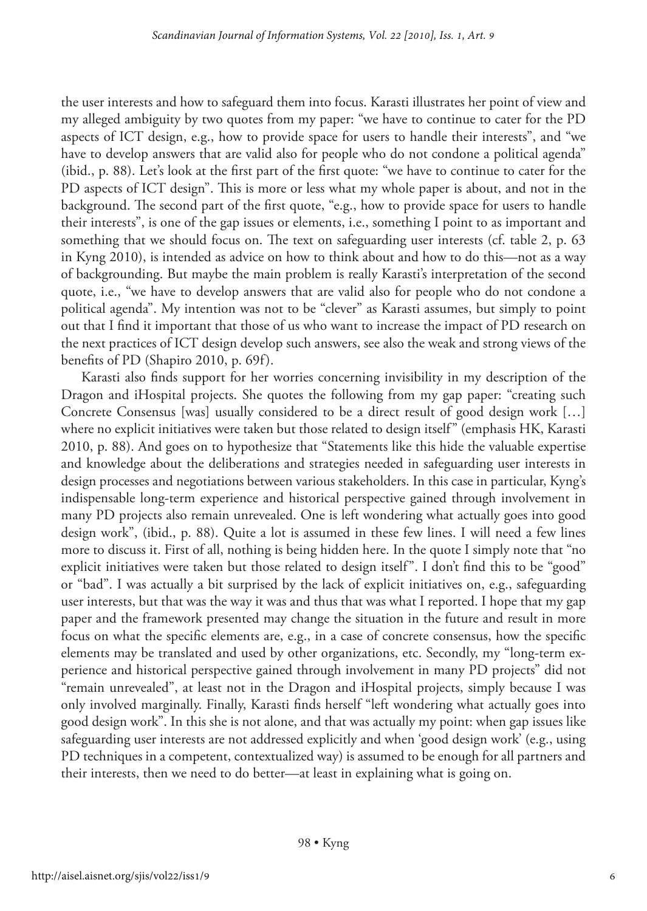the user interests and how to safeguard them into focus. Karasti illustrates her point of view and my alleged ambiguity by two quotes from my paper: "we have to continue to cater for the PD aspects of ICT design, e.g., how to provide space for users to handle their interests", and "we have to develop answers that are valid also for people who do not condone a political agenda" (ibid., p. 88). Let's look at the first part of the first quote: "we have to continue to cater for the PD aspects of ICT design". This is more or less what my whole paper is about, and not in the background. The second part of the first quote, "e.g., how to provide space for users to handle their interests", is one of the gap issues or elements, i.e., something I point to as important and something that we should focus on. The text on safeguarding user interests (cf. table 2, p. 63 in Kyng 2010), is intended as advice on how to think about and how to do this—not as a way of backgrounding. But maybe the main problem is really Karasti's interpretation of the second quote, i.e., "we have to develop answers that are valid also for people who do not condone a political agenda". My intention was not to be "clever" as Karasti assumes, but simply to point out that I find it important that those of us who want to increase the impact of PD research on the next practices of ICT design develop such answers, see also the weak and strong views of the benefits of PD (Shapiro 2010, p. 69f).

Karasti also finds support for her worries concerning invisibility in my description of the Dragon and iHospital projects. She quotes the following from my gap paper: "creating such Concrete Consensus [was] usually considered to be a direct result of good design work […] where no explicit initiatives were taken but those related to design itself" (emphasis HK, Karasti 2010, p. 88). And goes on to hypothesize that "Statements like this hide the valuable expertise and knowledge about the deliberations and strategies needed in safeguarding user interests in design processes and negotiations between various stakeholders. In this case in particular, Kyng's indispensable long-term experience and historical perspective gained through involvement in many PD projects also remain unrevealed. One is left wondering what actually goes into good design work", (ibid., p. 88). Quite a lot is assumed in these few lines. I will need a few lines more to discuss it. First of all, nothing is being hidden here. In the quote I simply note that "no explicit initiatives were taken but those related to design itself". I don't find this to be "good" or "bad". I was actually a bit surprised by the lack of explicit initiatives on, e.g., safeguarding user interests, but that was the way it was and thus that was what I reported. I hope that my gap paper and the framework presented may change the situation in the future and result in more focus on what the specific elements are, e.g., in a case of concrete consensus, how the specific elements may be translated and used by other organizations, etc. Secondly, my "long-term experience and historical perspective gained through involvement in many PD projects" did not "remain unrevealed", at least not in the Dragon and iHospital projects, simply because I was only involved marginally. Finally, Karasti finds herself "left wondering what actually goes into good design work". In this she is not alone, and that was actually my point: when gap issues like safeguarding user interests are not addressed explicitly and when 'good design work' (e.g., using PD techniques in a competent, contextualized way) is assumed to be enough for all partners and their interests, then we need to do better—at least in explaining what is going on.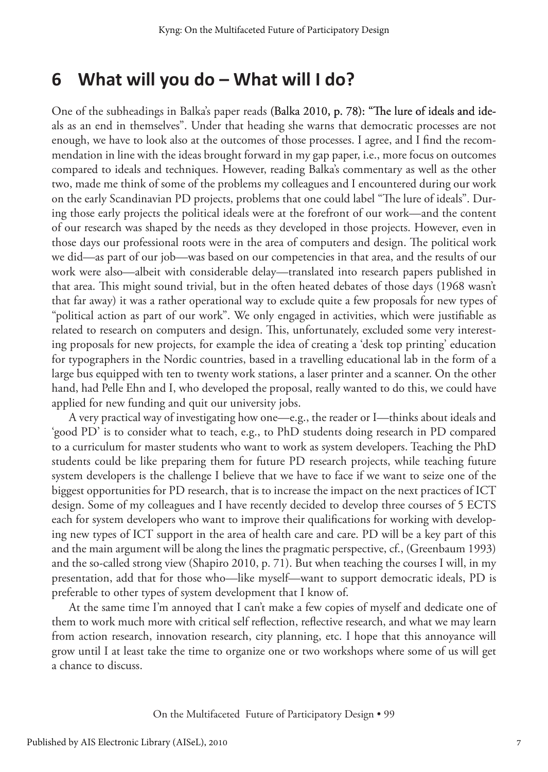## 6 What will you do – What will I do?

One of the subheadings in Balka's paper reads (Balka 2010, p. 78): "The lure of ideals and ideals as an end in themselves". Under that heading she warns that democratic processes are not enough, we have to look also at the outcomes of those processes. I agree, and I find the recommendation in line with the ideas brought forward in my gap paper, i.e., more focus on outcomes compared to ideals and techniques. However, reading Balka's commentary as well as the other two, made me think of some of the problems my colleagues and I encountered during our work on the early Scandinavian PD projects, problems that one could label "The lure of ideals". During those early projects the political ideals were at the forefront of our work—and the content of our research was shaped by the needs as they developed in those projects. However, even in those days our professional roots were in the area of computers and design. The political work we did—as part of our job—was based on our competencies in that area, and the results of our work were also—albeit with considerable delay—translated into research papers published in that area. This might sound trivial, but in the often heated debates of those days (1968 wasn't that far away) it was a rather operational way to exclude quite a few proposals for new types of "political action as part of our work". We only engaged in activities, which were justifiable as related to research on computers and design. This, unfortunately, excluded some very interesting proposals for new projects, for example the idea of creating a 'desk top printing' education for typographers in the Nordic countries, based in a travelling educational lab in the form of a large bus equipped with ten to twenty work stations, a laser printer and a scanner. On the other hand, had Pelle Ehn and I, who developed the proposal, really wanted to do this, we could have applied for new funding and quit our university jobs.

A very practical way of investigating how one—e.g., the reader or I—thinks about ideals and 'good PD' is to consider what to teach, e.g., to PhD students doing research in PD compared to a curriculum for master students who want to work as system developers. Teaching the PhD students could be like preparing them for future PD research projects, while teaching future system developers is the challenge I believe that we have to face if we want to seize one of the biggest opportunities for PD research, that is to increase the impact on the next practices of ICT design. Some of my colleagues and I have recently decided to develop three courses of 5 ECTS each for system developers who want to improve their qualifications for working with developing new types of ICT support in the area of health care and care. PD will be a key part of this and the main argument will be along the lines the pragmatic perspective, cf., (Greenbaum 1993) and the so-called strong view (Shapiro 2010, p. 71). But when teaching the courses I will, in my presentation, add that for those who—like myself—want to support democratic ideals, PD is preferable to other types of system development that I know of.

At the same time I'm annoyed that I can't make a few copies of myself and dedicate one of them to work much more with critical self reflection, reflective research, and what we may learn from action research, innovation research, city planning, etc. I hope that this annoyance will grow until I at least take the time to organize one or two workshops where some of us will get a chance to discuss.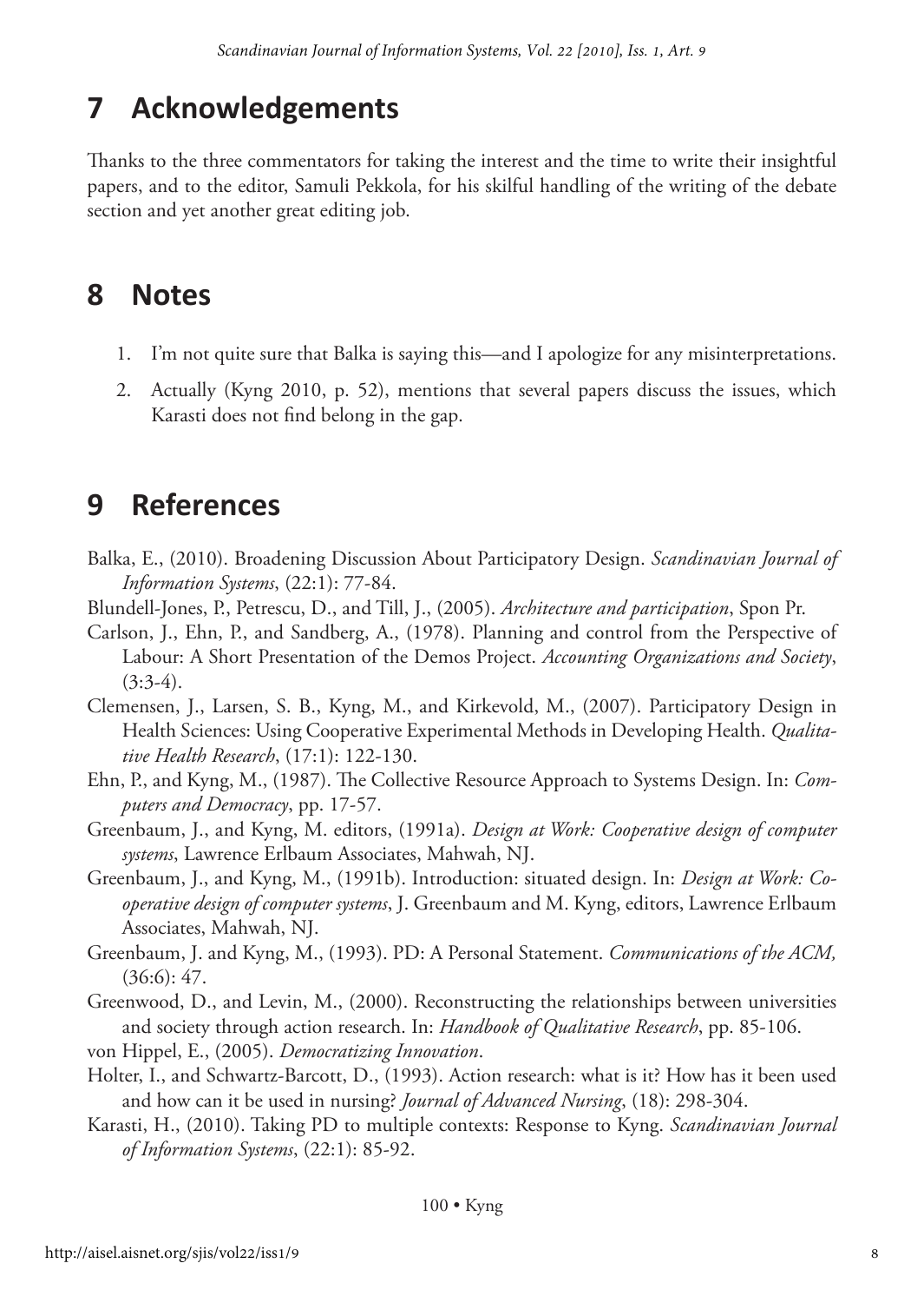# 7 Acknowledgements

Thanks to the three commentators for taking the interest and the time to write their insightful papers, and to the editor, Samuli Pekkola, for his skilful handling of the writing of the debate section and yet another great editing job.

# 8 Notes

1. I'm not quite sure that Balka is saying this—and I apologize for any misinterpretations.
2. Actually (Kyng 2010, p. 52), mentions that several papers discuss the issues, which Karasti does not find belong in the gap.

# 9 References

Balka, E., (2010). Broadening Discussion About Participatory Design. *Scandinavian Journal of Information Systems*, (22:1): 77-84.

Blundell-Jones, P., Petrescu, D., and Till, J., (2005). *Architecture and participation*, Spon Pr.

Carlson, J., Ehn, P., and Sandberg, A., (1978). Planning and control from the Perspective of Labour: A Short Presentation of the Demos Project. *Accounting Organizations and Society*, (3:3-4).

Clemensen, J., Larsen, S. B., Kyng, M., and Kirkevold, M., (2007). Participatory Design in Health Sciences: Using Cooperative Experimental Methods in Developing Health. *Qualitative Health Research*, (17:1): 122-130.

Ehn, P., and Kyng, M., (1987). The Collective Resource Approach to Systems Design. In: *Computers and Democracy*, pp. 17-57.

Greenbaum, J., and Kyng, M. editors, (1991a). *Design at Work: Cooperative design of computer systems*, Lawrence Erlbaum Associates, Mahwah, NJ.

Greenbaum, J., and Kyng, M., (1991b). Introduction: situated design. In: *Design at Work: Cooperative design of computer systems*, J. Greenbaum and M. Kyng, editors, Lawrence Erlbaum Associates, Mahwah, NJ.

Greenbaum, J. and Kyng, M., (1993). PD: A Personal Statement. *Communications of the ACM,* (36:6): 47.

Greenwood, D., and Levin, M., (2000). Reconstructing the relationships between universities and society through action research. In: *Handbook of Qualitative Research*, pp. 85-106.

von Hippel, E., (2005). *Democratizing Innovation*.

Holter, I., and Schwartz-Barcott, D., (1993). Action research: what is it? How has it been used and how can it be used in nursing? *Journal of Advanced Nursing*, (18): 298-304.

Karasti, H., (2010). Taking PD to multiple contexts: Response to Kyng. *Scandinavian Journal of Information Systems*, (22:1): 85-92.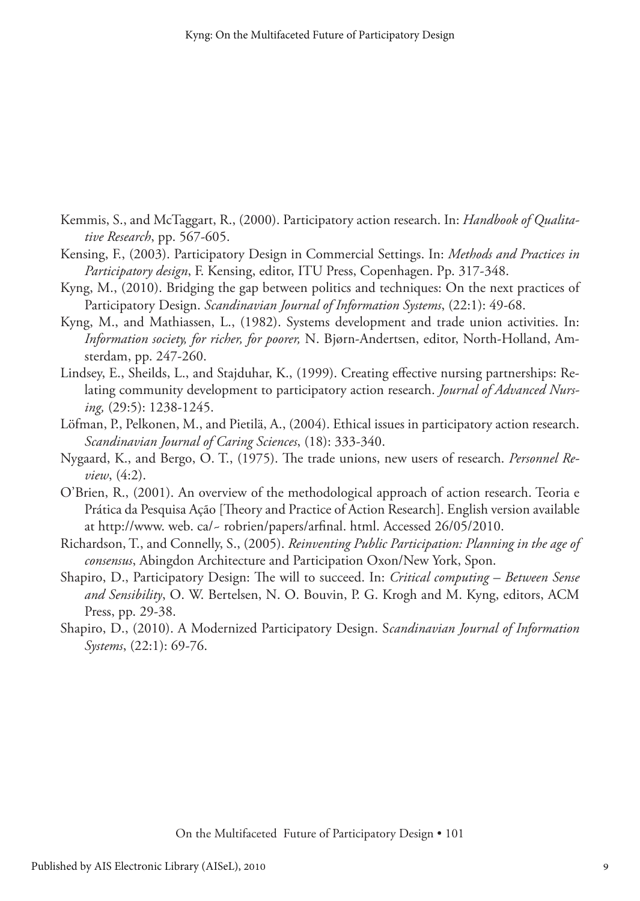Kemmis, S., and McTaggart, R., (2000). Participatory action research. In: *Handbook of Qualitative Research*, pp. 567-605.

Kensing, F., (2003). Participatory Design in Commercial Settings. In: *Methods and Practices in Participatory design*, F. Kensing, editor, ITU Press, Copenhagen. Pp. 317-348.

Kyng, M., (2010). Bridging the gap between politics and techniques: On the next practices of Participatory Design. *Scandinavian Journal of Information Systems*, (22:1): 49-68.

Kyng, M., and Mathiassen, L., (1982). Systems development and trade union activities. In: *Information society, for richer, for poorer,* N. Bjørn-Andertsen, editor, North-Holland, Amsterdam, pp. 247-260.

Lindsey, E., Sheilds, L., and Stajduhar, K., (1999). Creating effective nursing partnerships: Relating community development to participatory action research. *Journal of Advanced Nursing,* (29:5): 1238-1245.

Löfman, P., Pelkonen, M., and Pietilä, A., (2004). Ethical issues in participatory action research. *Scandinavian Journal of Caring Sciences*, (18): 333-340.

Nygaard, K., and Bergo, O. T., (1975). The trade unions, new users of research. *Personnel Review*, (4:2).

O'Brien, R., (2001). An overview of the methodological approach of action research. Teoria e Prática da Pesquisa Ação [Theory and Practice of Action Research]. English version available at http://www. web. ca/~ robrien/papers/arfinal. html. Accessed 26/05/2010.

Richardson, T., and Connelly, S., (2005). *Reinventing Public Participation: Planning in the age of consensus*, Abingdon Architecture and Participation Oxon/New York, Spon.

Shapiro, D., Participatory Design: The will to succeed. In: *Critical computing – Between Sense and Sensibility*, O. W. Bertelsen, N. O. Bouvin, P. G. Krogh and M. Kyng, editors, ACM Press, pp. 29-38.

Shapiro, D., (2010). A Modernized Participatory Design. S*candinavian Journal of Information Systems*, (22:1): 69-76.